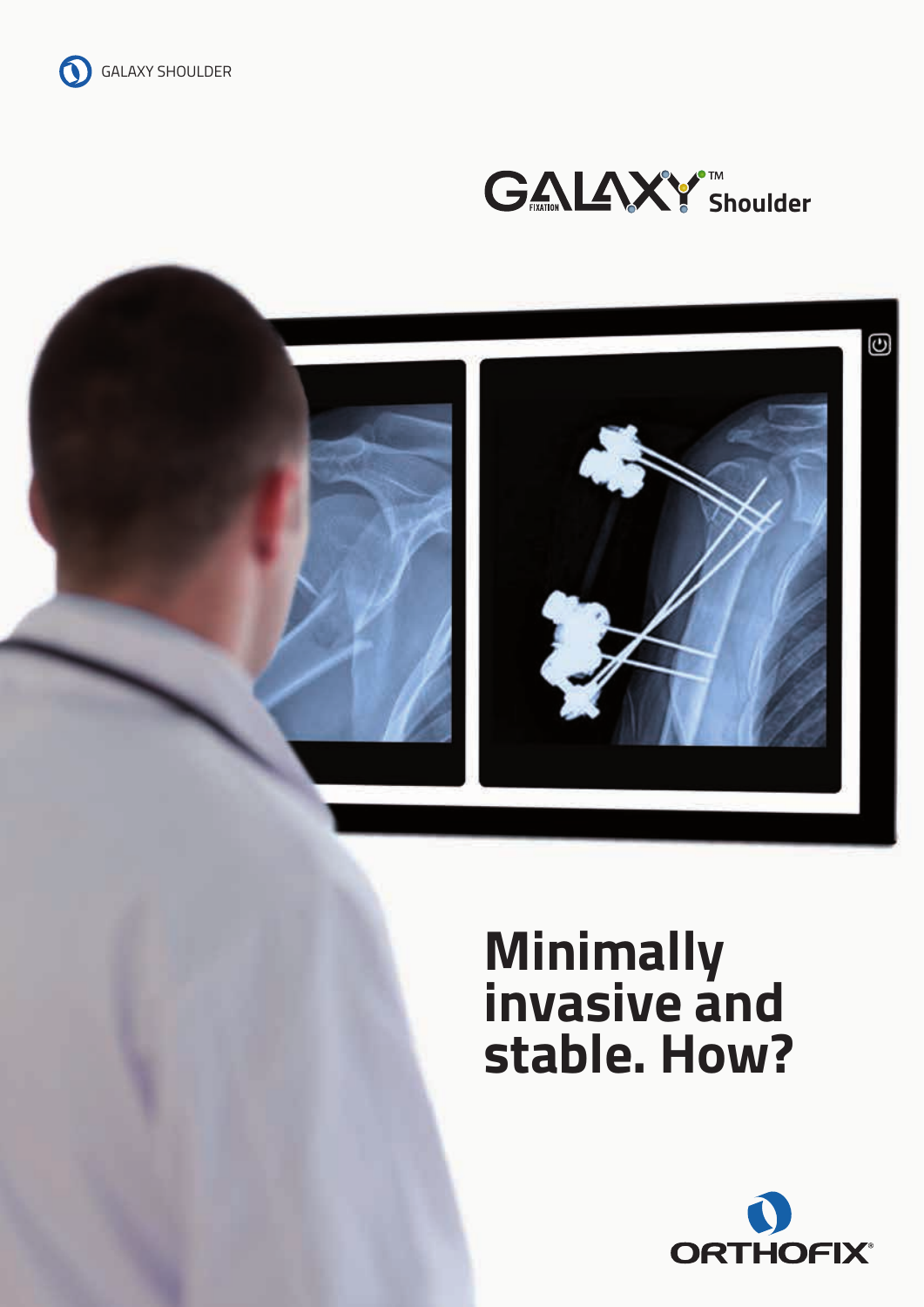GALAXY SHOULDER

# GALAXY™ Shoulder

# Minimally invasive and stable. How?

ORTHOFIX®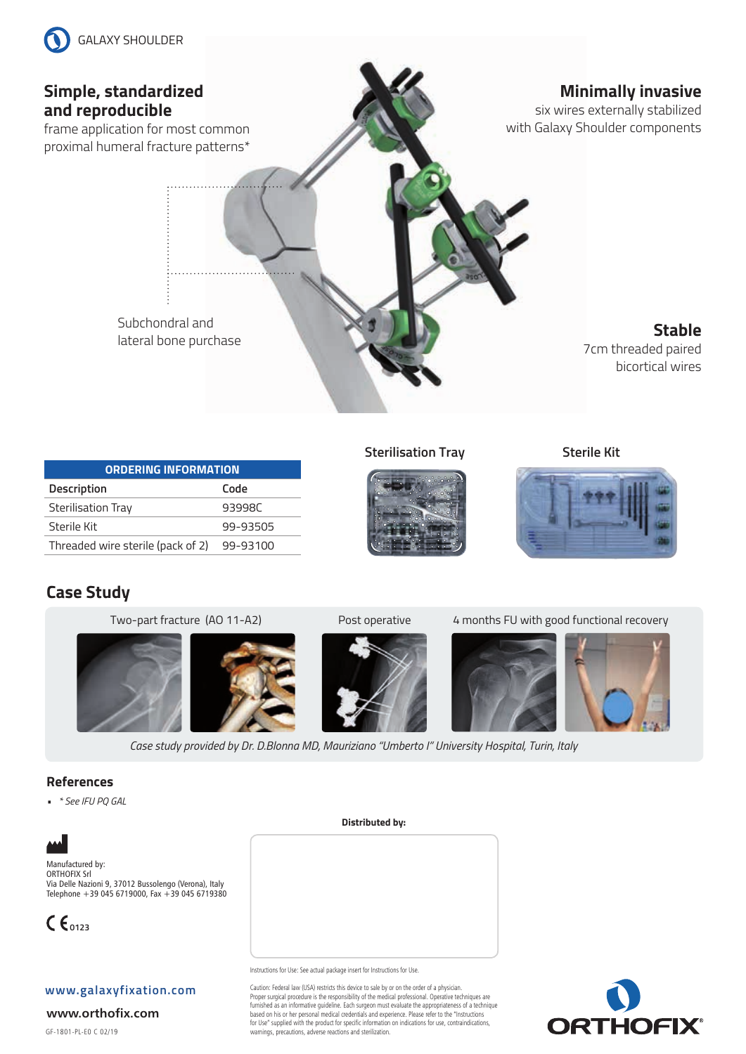GALAXY SHOULDER

## Simple, standardized and reproducible

frame application for most common proximal humeral fracture patterns*

## Minimally invasive

six wires externally stabilized with Galaxy Shoulder components

Subchondral and lateral bone purchase

## Stable

7cm threaded paired bicortical wires

| ORDERING INFORMATION | |
|---|---|
| Description | Code |
| Sterilisation Tray | 93998C |
| Sterile Kit | 99-93505 |
| Threaded wire sterile (pack of 2) | 99-93100 |

Sterilisation Tray

Sterile Kit

## Case Study

Two-part fracture (AO 11-A2)

Post operative

4 months FU with good functional recovery

*Case study provided by Dr. D.Blonna MD, Mauriziano "Umberto I" University Hospital, Turin, Italy*

## References

- *\* See IFU PQ GAL*

**Distributed by:**

Manufactured by:
ORTHOFIX Srl
Via Delle Nazioni 9, 37012 Bussolengo (Verona), Italy
Telephone +39 045 6719000, Fax +39 045 6719380

CE 0123

Instructions for Use: See actual package insert for Instructions for Use.

Caution: Federal law (USA) restricts this device to sale by or on the order of a physician.
Proper surgical procedure is the responsibility of the medical professional. Operative techniques are furnished as an informative guideline. Each surgeon must evaluate the appropriateness of a technique based on his or her personal medical credentials and experience. Please refer to the "Instructions for Use" supplied with the product for specific information on indications for use, contraindications, warnings, precautions, adverse reactions and sterilization.

www.galaxyfixation.com

www.orthofix.com

GF-1801-PL-E0 C 02/19

ORTHOFIX®